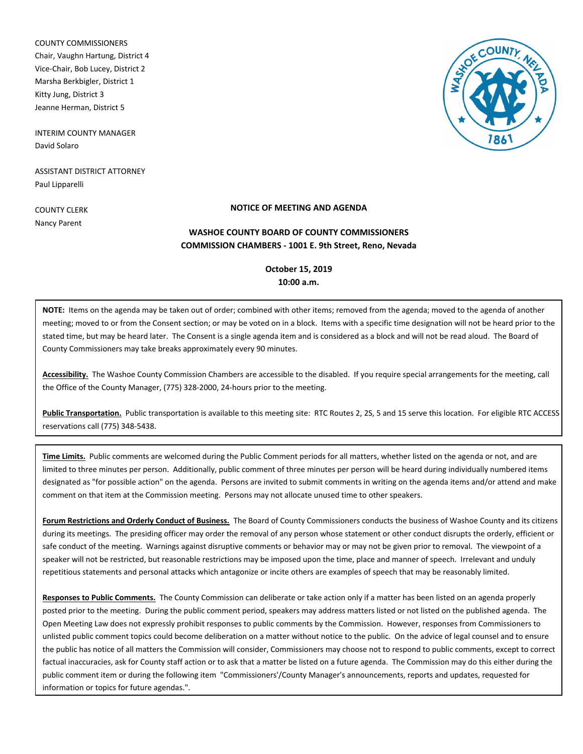COUNTY COMMISSIONERS
Chair, Vaughn Hartung, District 4
Vice-Chair, Bob Lucey, District 2
Marsha Berkbigler, District 1
Kitty Jung, District 3
Jeanne Herman, District 5

INTERIM COUNTY MANAGER
David Solaro

ASSISTANT DISTRICT ATTORNEY
Paul Lipparelli

COUNTY CLERK
Nancy Parent

**NOTICE OF MEETING AND AGENDA**

**WASHOE COUNTY BOARD OF COUNTY COMMISSIONERS**
**COMMISSION CHAMBERS - 1001 E. 9th Street, Reno, Nevada**

**October 15, 2019**
**10:00 a.m.**

**NOTE:** Items on the agenda may be taken out of order; combined with other items; removed from the agenda; moved to the agenda of another meeting; moved to or from the Consent section; or may be voted on in a block. Items with a specific time designation will not be heard prior to the stated time, but may be heard later. The Consent is a single agenda item and is considered as a block and will not be read aloud. The Board of County Commissioners may take breaks approximately every 90 minutes.

**Accessibility.** The Washoe County Commission Chambers are accessible to the disabled. If you require special arrangements for the meeting, call the Office of the County Manager, (775) 328-2000, 24-hours prior to the meeting.

**Public Transportation.** Public transportation is available to this meeting site: RTC Routes 2, 2S, 5 and 15 serve this location. For eligible RTC ACCESS reservations call (775) 348-5438.

**Time Limits.** Public comments are welcomed during the Public Comment periods for all matters, whether listed on the agenda or not, and are limited to three minutes per person. Additionally, public comment of three minutes per person will be heard during individually numbered items designated as "for possible action" on the agenda. Persons are invited to submit comments in writing on the agenda items and/or attend and make comment on that item at the Commission meeting. Persons may not allocate unused time to other speakers.

**Forum Restrictions and Orderly Conduct of Business.** The Board of County Commissioners conducts the business of Washoe County and its citizens during its meetings. The presiding officer may order the removal of any person whose statement or other conduct disrupts the orderly, efficient or safe conduct of the meeting. Warnings against disruptive comments or behavior may or may not be given prior to removal. The viewpoint of a speaker will not be restricted, but reasonable restrictions may be imposed upon the time, place and manner of speech. Irrelevant and unduly repetitious statements and personal attacks which antagonize or incite others are examples of speech that may be reasonably limited.

**Responses to Public Comments.** The County Commission can deliberate or take action only if a matter has been listed on an agenda properly posted prior to the meeting. During the public comment period, speakers may address matters listed or not listed on the published agenda. The Open Meeting Law does not expressly prohibit responses to public comments by the Commission. However, responses from Commissioners to unlisted public comment topics could become deliberation on a matter without notice to the public. On the advice of legal counsel and to ensure the public has notice of all matters the Commission will consider, Commissioners may choose not to respond to public comments, except to correct factual inaccuracies, ask for County staff action or to ask that a matter be listed on a future agenda. The Commission may do this either during the public comment item or during the following item "Commissioners'/County Manager's announcements, reports and updates, requested for information or topics for future agendas.".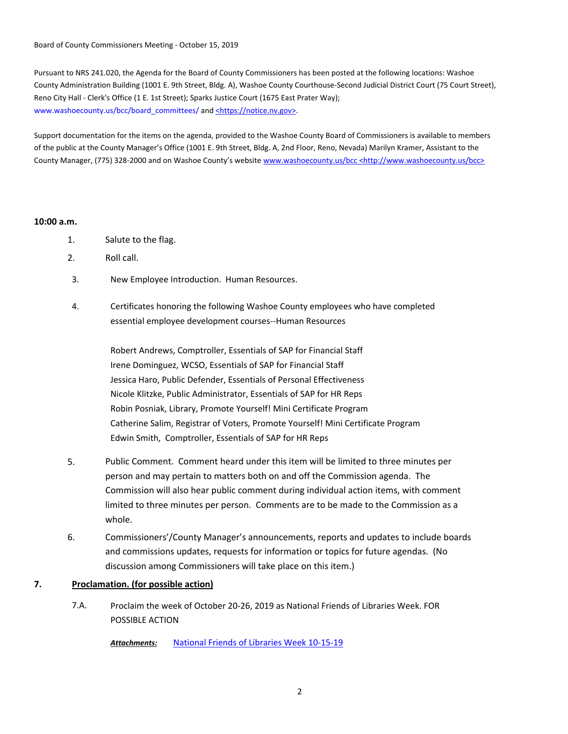Board of County Commissioners Meeting - October 15, 2019

Pursuant to NRS 241.020, the Agenda for the Board of County Commissioners has been posted at the following locations: Washoe County Administration Building (1001 E. 9th Street, Bldg. A), Washoe County Courthouse-Second Judicial District Court (75 Court Street), Reno City Hall - Clerk's Office (1 E. 1st Street); Sparks Justice Court (1675 East Prater Way); www.washoecounty.us/bcc/board_committees/ and <https://notice.nv.gov>.

Support documentation for the items on the agenda, provided to the Washoe County Board of Commissioners is available to members of the public at the County Manager's Office (1001 E. 9th Street, Bldg. A, 2nd Floor, Reno, Nevada) Marilyn Kramer, Assistant to the County Manager, (775) 328-2000 and on Washoe County's website www.washoecounty.us/bcc <http://www.washoecounty.us/bcc>

**10:00 a.m.**

1. Salute to the flag.
2. Roll call.
3. New Employee Introduction. Human Resources.
4. Certificates honoring the following Washoe County employees who have completed essential employee development courses--Human Resources

   Robert Andrews, Comptroller, Essentials of SAP for Financial Staff
   Irene Dominguez, WCSO, Essentials of SAP for Financial Staff
   Jessica Haro, Public Defender, Essentials of Personal Effectiveness
   Nicole Klitzke, Public Administrator, Essentials of SAP for HR Reps
   Robin Posniak, Library, Promote Yourself! Mini Certificate Program
   Catherine Salim, Registrar of Voters, Promote Yourself! Mini Certificate Program
   Edwin Smith, Comptroller, Essentials of SAP for HR Reps

5. Public Comment. Comment heard under this item will be limited to three minutes per person and may pertain to matters both on and off the Commission agenda. The Commission will also hear public comment during individual action items, with comment limited to three minutes per person. Comments are to be made to the Commission as a whole.
6. Commissioners'/County Manager's announcements, reports and updates to include boards and commissions updates, requests for information or topics for future agendas. (No discussion among Commissioners will take place on this item.)

**7. Proclamation. (for possible action)**

7.A. Proclaim the week of October 20-26, 2019 as National Friends of Libraries Week. FOR POSSIBLE ACTION

***Attachments:*** National Friends of Libraries Week 10-15-19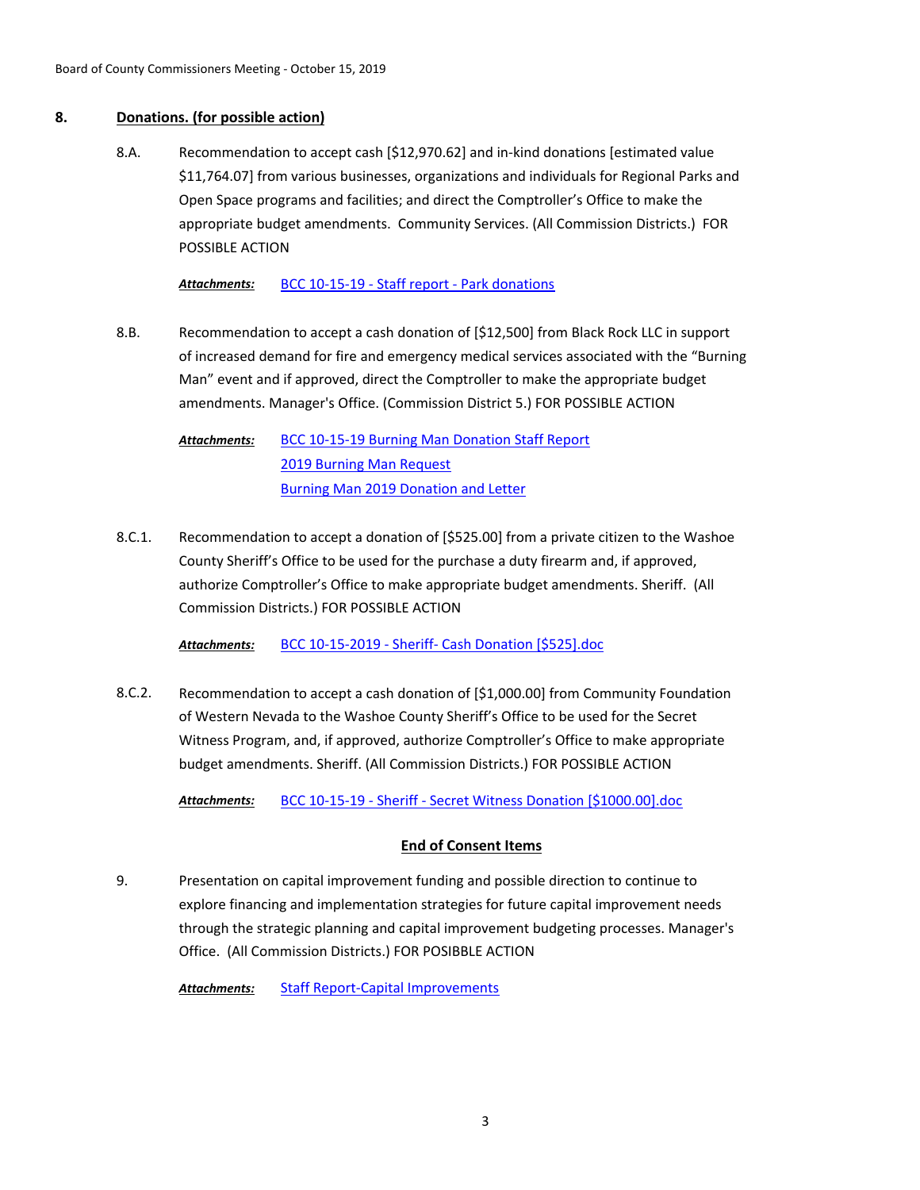## 8. Donations. (for possible action)

8.A. Recommendation to accept cash [$12,970.62] and in-kind donations [estimated value $11,764.07] from various businesses, organizations and individuals for Regional Parks and Open Space programs and facilities; and direct the Comptroller's Office to make the appropriate budget amendments. Community Services. (All Commission Districts.) FOR POSSIBLE ACTION

***Attachments:*** BCC 10-15-19 - Staff report - Park donations

8.B. Recommendation to accept a cash donation of [$12,500] from Black Rock LLC in support of increased demand for fire and emergency medical services associated with the "Burning Man" event and if approved, direct the Comptroller to make the appropriate budget amendments. Manager's Office. (Commission District 5.) FOR POSSIBLE ACTION

***Attachments:*** BCC 10-15-19 Burning Man Donation Staff Report
2019 Burning Man Request
Burning Man 2019 Donation and Letter

8.C.1. Recommendation to accept a donation of [$525.00] from a private citizen to the Washoe County Sheriff's Office to be used for the purchase a duty firearm and, if approved, authorize Comptroller's Office to make appropriate budget amendments. Sheriff. (All Commission Districts.) FOR POSSIBLE ACTION

***Attachments:*** BCC 10-15-2019 - Sheriff- Cash Donation [$525].doc

8.C.2. Recommendation to accept a cash donation of [$1,000.00] from Community Foundation of Western Nevada to the Washoe County Sheriff's Office to be used for the Secret Witness Program, and, if approved, authorize Comptroller's Office to make appropriate budget amendments. Sheriff. (All Commission Districts.) FOR POSSIBLE ACTION

***Attachments:*** BCC 10-15-19 - Sheriff - Secret Witness Donation [$1000.00].doc

**End of Consent Items**

9. Presentation on capital improvement funding and possible direction to continue to explore financing and implementation strategies for future capital improvement needs through the strategic planning and capital improvement budgeting processes. Manager's Office. (All Commission Districts.) FOR POSIBBLE ACTION

***Attachments:*** Staff Report-Capital Improvements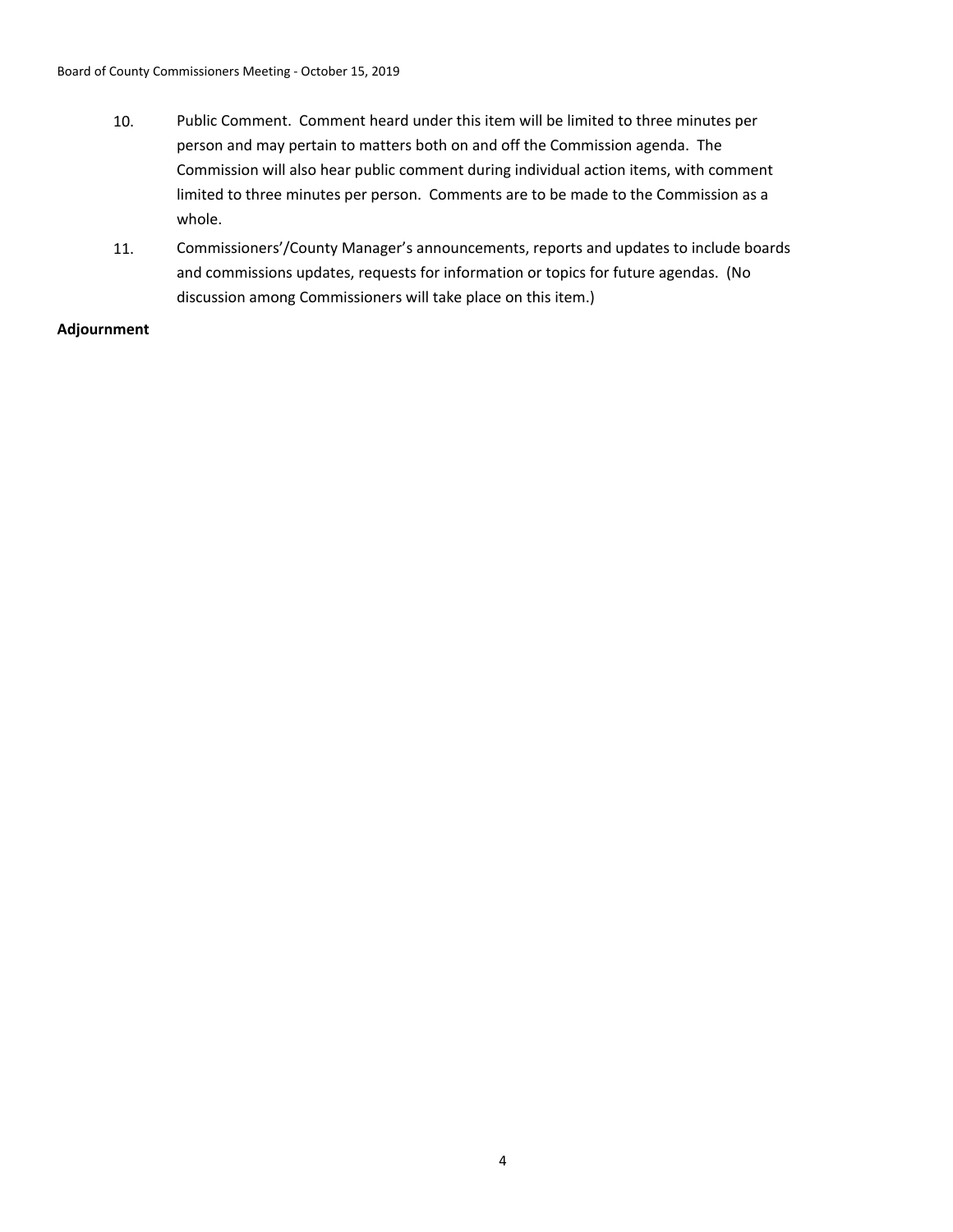10. Public Comment. Comment heard under this item will be limited to three minutes per person and may pertain to matters both on and off the Commission agenda. The Commission will also hear public comment during individual action items, with comment limited to three minutes per person. Comments are to be made to the Commission as a whole.

11. Commissioners'/County Manager's announcements, reports and updates to include boards and commissions updates, requests for information or topics for future agendas. (No discussion among Commissioners will take place on this item.)

**Adjournment**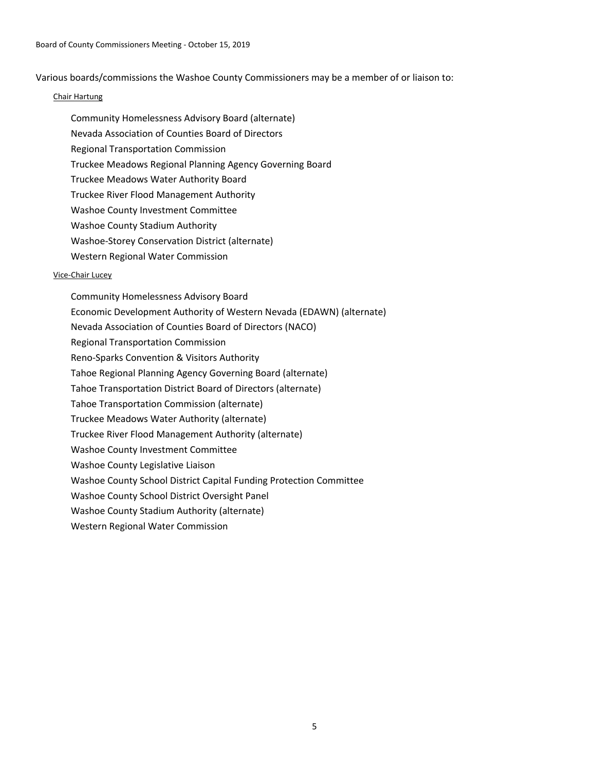Various boards/commissions the Washoe County Commissioners may be a member of or liaison to:

Chair Hartung

- Community Homelessness Advisory Board (alternate)
- Nevada Association of Counties Board of Directors
- Regional Transportation Commission
- Truckee Meadows Regional Planning Agency Governing Board
- Truckee Meadows Water Authority Board
- Truckee River Flood Management Authority
- Washoe County Investment Committee
- Washoe County Stadium Authority
- Washoe-Storey Conservation District (alternate)
- Western Regional Water Commission

Vice-Chair Lucey

- Community Homelessness Advisory Board
- Economic Development Authority of Western Nevada (EDAWN) (alternate)
- Nevada Association of Counties Board of Directors (NACO)
- Regional Transportation Commission
- Reno-Sparks Convention & Visitors Authority
- Tahoe Regional Planning Agency Governing Board (alternate)
- Tahoe Transportation District Board of Directors (alternate)
- Tahoe Transportation Commission (alternate)
- Truckee Meadows Water Authority (alternate)
- Truckee River Flood Management Authority (alternate)
- Washoe County Investment Committee
- Washoe County Legislative Liaison
- Washoe County School District Capital Funding Protection Committee
- Washoe County School District Oversight Panel
- Washoe County Stadium Authority (alternate)
- Western Regional Water Commission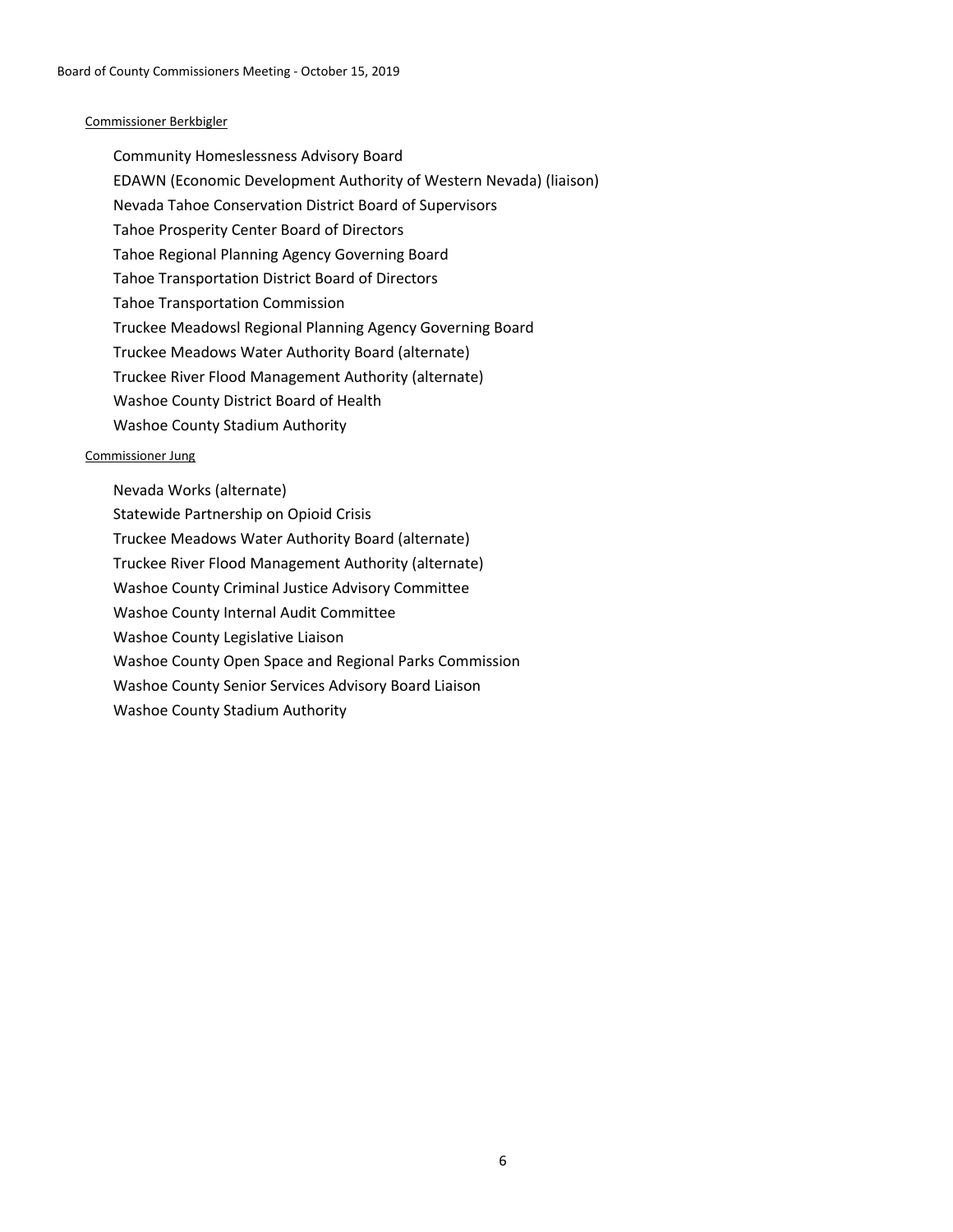Commissioner Berkbigler

- Community Homeslessness Advisory Board
- EDAWN (Economic Development Authority of Western Nevada) (liaison)
- Nevada Tahoe Conservation District Board of Supervisors
- Tahoe Prosperity Center Board of Directors
- Tahoe Regional Planning Agency Governing Board
- Tahoe Transportation District Board of Directors
- Tahoe Transportation Commission
- Truckee Meadowsl Regional Planning Agency Governing Board
- Truckee Meadows Water Authority Board (alternate)
- Truckee River Flood Management Authority (alternate)
- Washoe County District Board of Health
- Washoe County Stadium Authority

Commissioner Jung

- Nevada Works (alternate)
- Statewide Partnership on Opioid Crisis
- Truckee Meadows Water Authority Board (alternate)
- Truckee River Flood Management Authority (alternate)
- Washoe County Criminal Justice Advisory Committee
- Washoe County Internal Audit Committee
- Washoe County Legislative Liaison
- Washoe County Open Space and Regional Parks Commission
- Washoe County Senior Services Advisory Board Liaison
- Washoe County Stadium Authority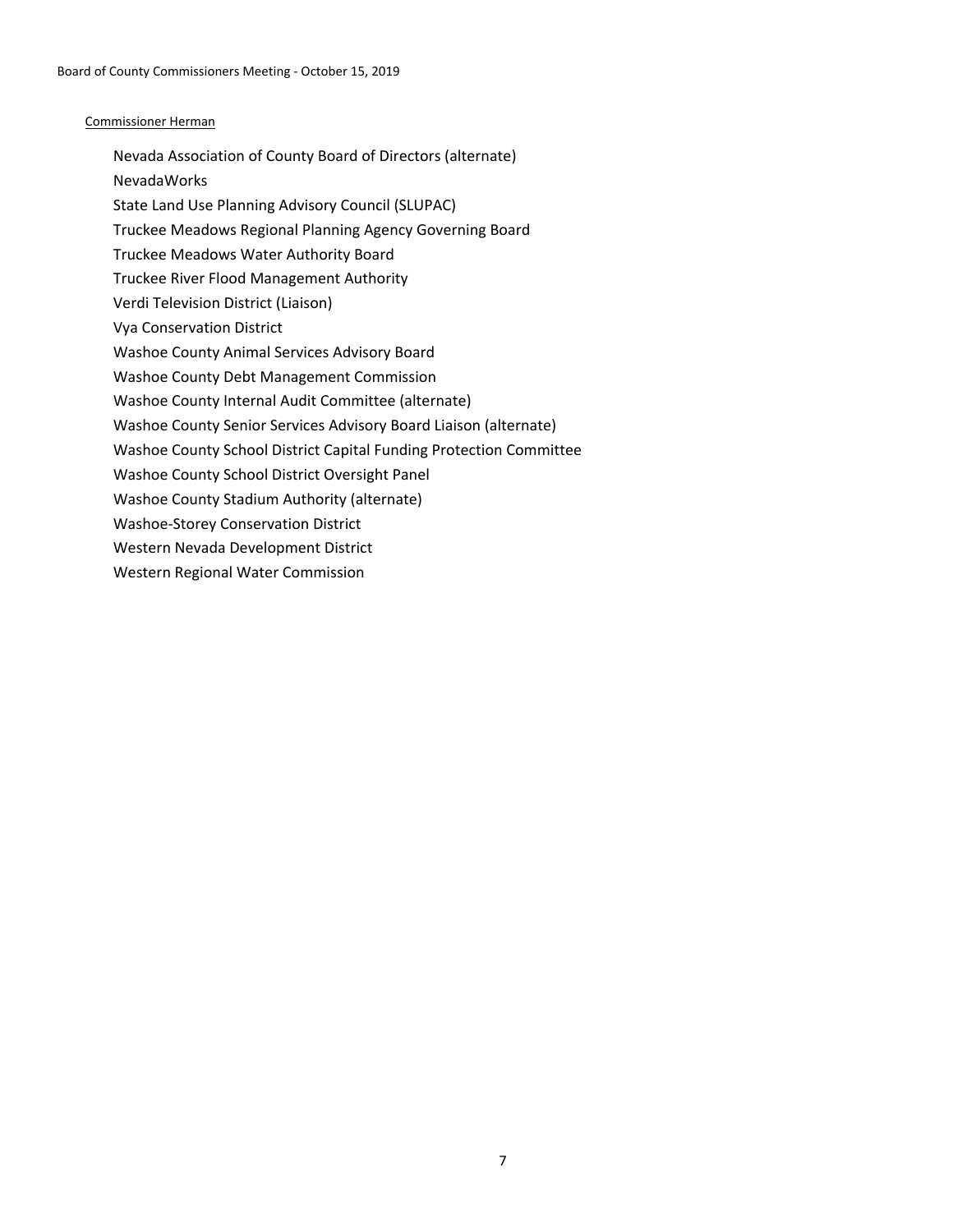Commissioner Herman

Nevada Association of County Board of Directors (alternate)
NevadaWorks
State Land Use Planning Advisory Council (SLUPAC)
Truckee Meadows Regional Planning Agency Governing Board
Truckee Meadows Water Authority Board
Truckee River Flood Management Authority
Verdi Television District (Liaison)
Vya Conservation District
Washoe County Animal Services Advisory Board
Washoe County Debt Management Commission
Washoe County Internal Audit Committee (alternate)
Washoe County Senior Services Advisory Board Liaison (alternate)
Washoe County School District Capital Funding Protection Committee
Washoe County School District Oversight Panel
Washoe County Stadium Authority (alternate)
Washoe-Storey Conservation District
Western Nevada Development District
Western Regional Water Commission